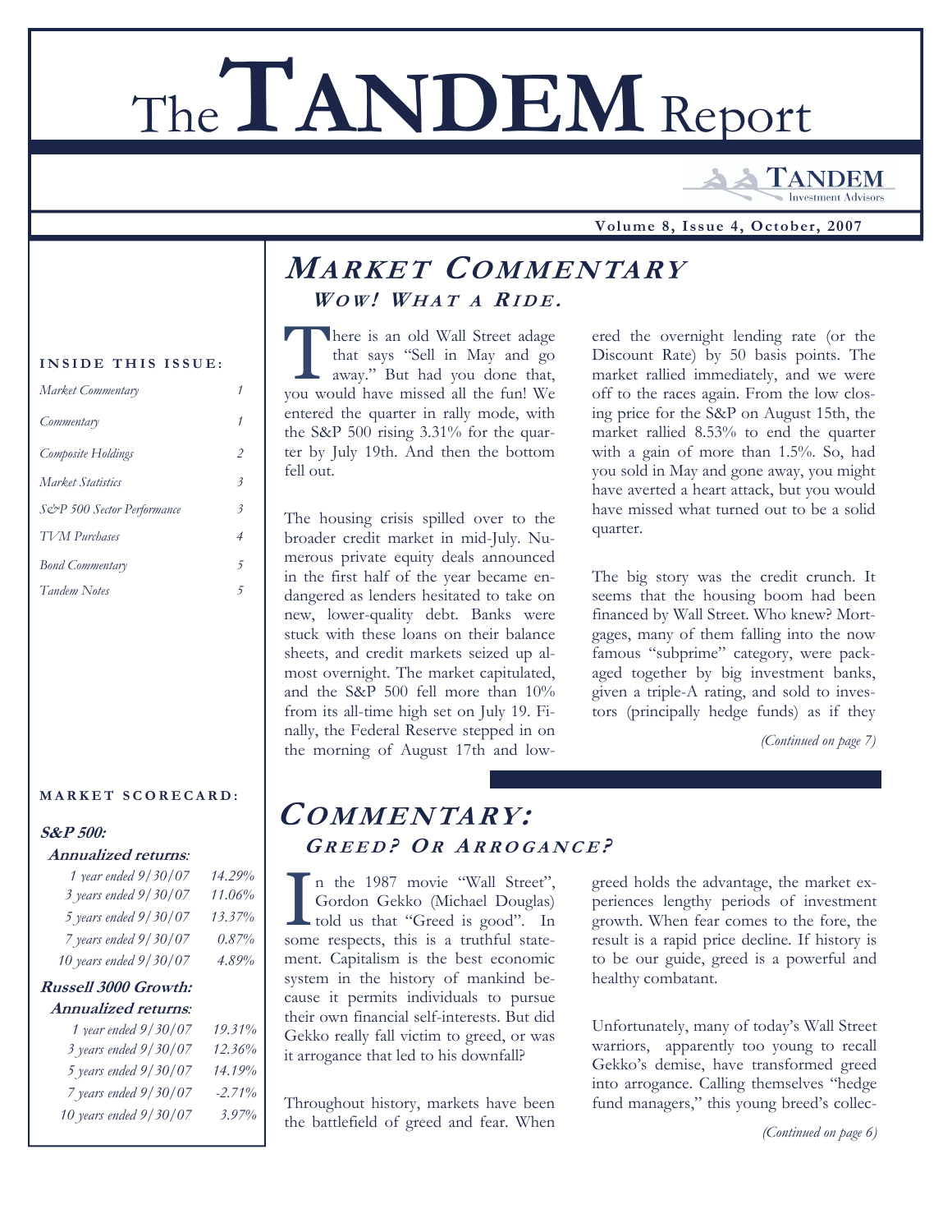# The TANDEM Report

TANDEM Investment Advisors

**Volume 8, Issue 4, October, 2007**

**INSIDE THIS ISSUE:**

| | |
|---|---|
| *Market Commentary* | *1* |
| *Commentary* | *1* |
| *Composite Holdings* | *2* |
| *Market Statistics* | *3* |
| *S&P 500 Sector Performance* | *3* |
| *TVM Purchases* | *4* |
| *Bond Commentary* | *5* |
| *Tandem Notes* | *5* |

**MARKET SCORECARD:**

**S&P 500:**

| ***Annualized returns:*** | |
|---|---|
| *1 year ended 9/30/07* | *14.29%* |
| *3 years ended 9/30/07* | *11.06%* |
| *5 years ended 9/30/07* | *13.37%* |
| *7 years ended 9/30/07* | *0.87%* |
| *10 years ended 9/30/07* | *4.89%* |

**Russell 3000 Growth:**

| ***Annualized returns:*** | |
|---|---|
| *1 year ended 9/30/07* | *19.31%* |
| *3 years ended 9/30/07* | *12.36%* |
| *5 years ended 9/30/07* | *14.19%* |
| *7 years ended 9/30/07* | *-2.71%* |
| *10 years ended 9/30/07* | *3.97%* |

## MARKET COMMENTARY

### *WOW! WHAT A RIDE.*

There is an old Wall Street adage that says "Sell in May and go away." But had you done that, you would have missed all the fun! We entered the quarter in rally mode, with the S&P 500 rising 3.31% for the quarter by July 19th. And then the bottom fell out.

The housing crisis spilled over to the broader credit market in mid-July. Numerous private equity deals announced in the first half of the year became endangered as lenders hesitated to take on new, lower-quality debt. Banks were stuck with these loans on their balance sheets, and credit markets seized up almost overnight. The market capitulated, and the S&P 500 fell more than 10% from its all-time high set on July 19. Finally, the Federal Reserve stepped in on the morning of August 17th and lowered the overnight lending rate (or the Discount Rate) by 50 basis points. The market rallied immediately, and we were off to the races again. From the low closing price for the S&P on August 15th, the market rallied 8.53% to end the quarter with a gain of more than 1.5%. So, had you sold in May and gone away, you might have averted a heart attack, but you would have missed what turned out to be a solid quarter.

The big story was the credit crunch. It seems that the housing boom had been financed by Wall Street. Who knew? Mortgages, many of them falling into the now famous "subprime" category, were packaged together by big investment banks, given a triple-A rating, and sold to investors (principally hedge funds) as if they

*(Continued on page 7)*

## COMMENTARY:

### *GREED? OR ARROGANCE?*

In the 1987 movie "Wall Street", Gordon Gekko (Michael Douglas) told us that "Greed is good". In some respects, this is a truthful statement. Capitalism is the best economic system in the history of mankind because it permits individuals to pursue their own financial self-interests. But did Gekko really fall victim to greed, or was it arrogance that led to his downfall?

Throughout history, markets have been the battlefield of greed and fear. When greed holds the advantage, the market experiences lengthy periods of investment growth. When fear comes to the fore, the result is a rapid price decline. If history is to be our guide, greed is a powerful and healthy combatant.

Unfortunately, many of today's Wall Street warriors, apparently too young to recall Gekko's demise, have transformed greed into arrogance. Calling themselves "hedge fund managers," this young breed's collec-

*(Continued on page 6)*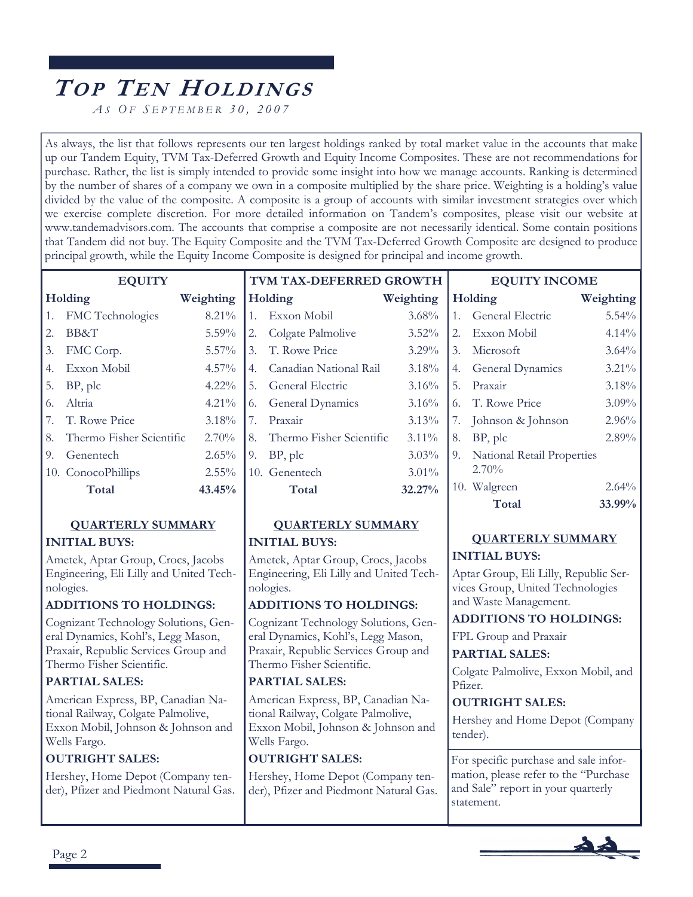# *Top Ten Holdings*

*As of September 30, 2007*

As always, the list that follows represents our ten largest holdings ranked by total market value in the accounts that make up our Tandem Equity, TVM Tax-Deferred Growth and Equity Income Composites. These are not recommendations for purchase. Rather, the list is simply intended to provide some insight into how we manage accounts. Ranking is determined by the number of shares of a company we own in a composite multiplied by the share price. Weighting is a holding's value divided by the value of the composite. A composite is a group of accounts with similar investment strategies over which we exercise complete discretion. For more detailed information on Tandem's composites, please visit our website at www.tandemadvisors.com. The accounts that comprise a composite are not necessarily identical. Some contain positions that Tandem did not buy. The Equity Composite and the TVM Tax-Deferred Growth Composite are designed to produce principal growth, while the Equity Income Composite is designed for principal and income growth.

## EQUITY

| Holding | Weighting |
|---|---|
| 1. FMC Technologies | 8.21% |
| 2. BB&T | 5.59% |
| 3. FMC Corp. | 5.57% |
| 4. Exxon Mobil | 4.57% |
| 5. BP, plc | 4.22% |
| 6. Altria | 4.21% |
| 7. T. Rowe Price | 3.18% |
| 8. Thermo Fisher Scientific | 2.70% |
| 9. Genentech | 2.65% |
| 10. ConocoPhillips | 2.55% |
| **Total** | **43.45%** |

### QUARTERLY SUMMARY

**INITIAL BUYS:**

Ametek, Aptar Group, Crocs, Jacobs Engineering, Eli Lilly and United Technologies.

**ADDITIONS TO HOLDINGS:**

Cognizant Technology Solutions, General Dynamics, Kohl's, Legg Mason, Praxair, Republic Services Group and Thermo Fisher Scientific.

**PARTIAL SALES:**

American Express, BP, Canadian National Railway, Colgate Palmolive, Exxon Mobil, Johnson & Johnson and Wells Fargo.

**OUTRIGHT SALES:**

Hershey, Home Depot (Company tender), Pfizer and Piedmont Natural Gas.

## TVM TAX-DEFERRED GROWTH

| Holding | Weighting |
|---|---|
| 1. Exxon Mobil | 3.68% |
| 2. Colgate Palmolive | 3.52% |
| 3. T. Rowe Price | 3.29% |
| 4. Canadian National Rail | 3.18% |
| 5. General Electric | 3.16% |
| 6. General Dynamics | 3.16% |
| 7. Praxair | 3.13% |
| 8. Thermo Fisher Scientific | 3.11% |
| 9. BP, plc | 3.03% |
| 10. Genentech | 3.01% |
| **Total** | **32.27%** |

### QUARTERLY SUMMARY

**INITIAL BUYS:**

Ametek, Aptar Group, Crocs, Jacobs Engineering, Eli Lilly and United Technologies.

**ADDITIONS TO HOLDINGS:**

Cognizant Technology Solutions, General Dynamics, Kohl's, Legg Mason, Praxair, Republic Services Group and Thermo Fisher Scientific.

**PARTIAL SALES:**

American Express, BP, Canadian National Railway, Colgate Palmolive, Exxon Mobil, Johnson & Johnson and Wells Fargo.

**OUTRIGHT SALES:**

Hershey, Home Depot (Company tender), Pfizer and Piedmont Natural Gas.

## EQUITY INCOME

| Holding | Weighting |
|---|---|
| 1. General Electric | 5.54% |
| 2. Exxon Mobil | 4.14% |
| 3. Microsoft | 3.64% |
| 4. General Dynamics | 3.21% |
| 5. Praxair | 3.18% |
| 6. T. Rowe Price | 3.09% |
| 7. Johnson & Johnson | 2.96% |
| 8. BP, plc | 2.89% |
| 9. National Retail Properties | 2.70% |
| 10. Walgreen | 2.64% |
| **Total** | **33.99%** |

### QUARTERLY SUMMARY

**INITIAL BUYS:**

Aptar Group, Eli Lilly, Republic Services Group, United Technologies and Waste Management.

**ADDITIONS TO HOLDINGS:**

FPL Group and Praxair

**PARTIAL SALES:**

Colgate Palmolive, Exxon Mobil, and Pfizer.

**OUTRIGHT SALES:**

Hershey and Home Depot (Company tender).

For specific purchase and sale information, please refer to the "Purchase and Sale" report in your quarterly statement.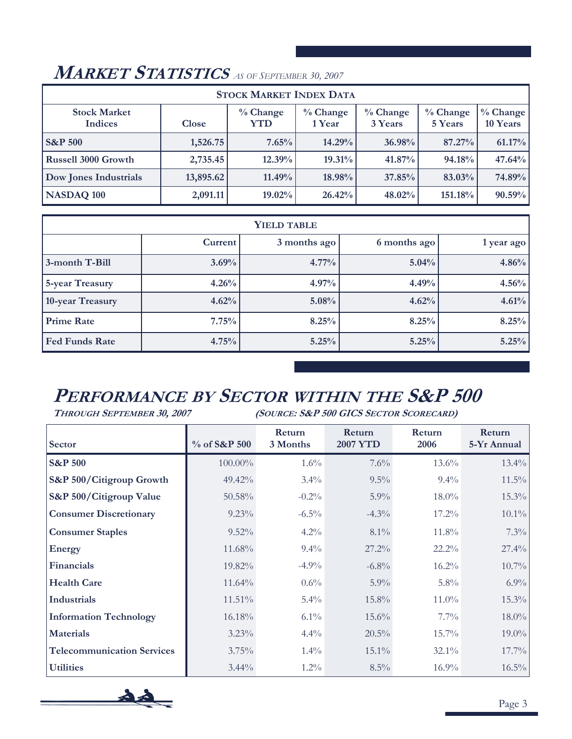## MARKET STATISTICS *AS OF SEPTEMBER 30, 2007*

| STOCK MARKET INDEX DATA | | | | | | |
|---|---|---|---|---|---|---|
| **Stock Market Indices** | **Close** | **% Change YTD** | **% Change 1 Year** | **% Change 3 Years** | **% Change 5 Years** | **% Change 10 Years** |
| **S&P 500** | **1,526.75** | **7.65%** | **14.29%** | **36.98%** | **87.27%** | **61.17%** |
| **Russell 3000 Growth** | **2,735.45** | **12.39%** | **19.31%** | **41.87%** | **94.18%** | **47.64%** |
| **Dow Jones Industrials** | **13,895.62** | **11.49%** | **18.98%** | **37.85%** | **83.03%** | **74.89%** |
| **NASDAQ 100** | **2,091.11** | **19.02%** | **26.42%** | **48.02%** | **151.18%** | **90.59%** |

| YIELD TABLE | | | | |
|---|---|---|---|---|
| | **Current** | **3 months ago** | **6 months ago** | **1 year ago** |
| **3-month T-Bill** | **3.69%** | **4.77%** | **5.04%** | **4.86%** |
| **5-year Treasury** | **4.26%** | **4.97%** | **4.49%** | **4.56%** |
| **10-year Treasury** | **4.62%** | **5.08%** | **4.62%** | **4.61%** |
| **Prime Rate** | **7.75%** | **8.25%** | **8.25%** | **8.25%** |
| **Fed Funds Rate** | **4.75%** | **5.25%** | **5.25%** | **5.25%** |

## PERFORMANCE BY SECTOR WITHIN THE S&P 500

***THROUGH SEPTEMBER 30, 2007*** ***(SOURCE: S&P 500 GICS SECTOR SCORECARD)***

| **Sector** | **% of S&P 500** | **Return 3 Months** | **Return 2007 YTD** | **Return 2006** | **Return 5-Yr Annual** |
|---|---|---|---|---|---|
| **S&P 500** | 100.00% | 1.6% | 7.6% | 13.6% | 13.4% |
| **S&P 500/Citigroup Growth** | 49.42% | 3.4% | 9.5% | 9.4% | 11.5% |
| **S&P 500/Citigroup Value** | 50.58% | -0.2% | 5.9% | 18.0% | 15.3% |
| **Consumer Discretionary** | 9.23% | -6.5% | -4.3% | 17.2% | 10.1% |
| **Consumer Staples** | 9.52% | 4.2% | 8.1% | 11.8% | 7.3% |
| **Energy** | 11.68% | 9.4% | 27.2% | 22.2% | 27.4% |
| **Financials** | 19.82% | -4.9% | -6.8% | 16.2% | 10.7% |
| **Health Care** | 11.64% | 0.6% | 5.9% | 5.8% | 6.9% |
| **Industrials** | 11.51% | 5.4% | 15.8% | 11.0% | 15.3% |
| **Information Technology** | 16.18% | 6.1% | 15.6% | 7.7% | 18.0% |
| **Materials** | 3.23% | 4.4% | 20.5% | 15.7% | 19.0% |
| **Telecommunication Services** | 3.75% | 1.4% | 15.1% | 32.1% | 17.7% |
| **Utilities** | 3.44% | 1.2% | 8.5% | 16.9% | 16.5% |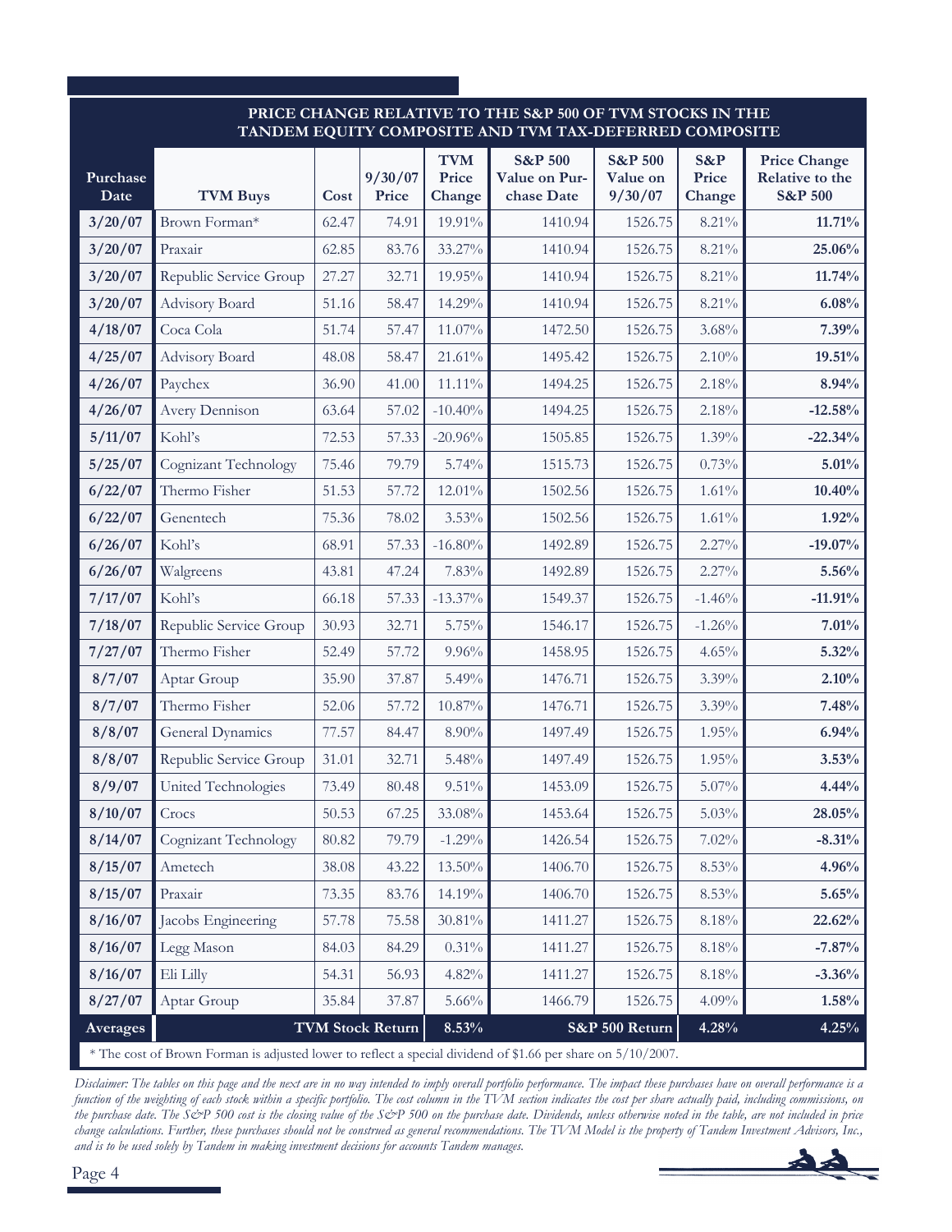## PRICE CHANGE RELATIVE TO THE S&P 500 OF TVM STOCKS IN THE TANDEM EQUITY COMPOSITE AND TVM TAX-DEFERRED COMPOSITE

| Purchase Date | TVM Buys | Cost | 9/30/07 Price | TVM Price Change | S&P 500 Value on Purchase Date | S&P 500 Value on 9/30/07 | S&P Price Change | Price Change Relative to the S&P 500 |
|---|---|---|---|---|---|---|---|---|
| 3/20/07 | Brown Forman* | 62.47 | 74.91 | 19.91% | 1410.94 | 1526.75 | 8.21% | **11.71%** |
| 3/20/07 | Praxair | 62.85 | 83.76 | 33.27% | 1410.94 | 1526.75 | 8.21% | **25.06%** |
| 3/20/07 | Republic Service Group | 27.27 | 32.71 | 19.95% | 1410.94 | 1526.75 | 8.21% | **11.74%** |
| 3/20/07 | Advisory Board | 51.16 | 58.47 | 14.29% | 1410.94 | 1526.75 | 8.21% | **6.08%** |
| 4/18/07 | Coca Cola | 51.74 | 57.47 | 11.07% | 1472.50 | 1526.75 | 3.68% | **7.39%** |
| 4/25/07 | Advisory Board | 48.08 | 58.47 | 21.61% | 1495.42 | 1526.75 | 2.10% | **19.51%** |
| 4/26/07 | Paychex | 36.90 | 41.00 | 11.11% | 1494.25 | 1526.75 | 2.18% | **8.94%** |
| 4/26/07 | Avery Dennison | 63.64 | 57.02 | -10.40% | 1494.25 | 1526.75 | 2.18% | **-12.58%** |
| 5/11/07 | Kohl's | 72.53 | 57.33 | -20.96% | 1505.85 | 1526.75 | 1.39% | **-22.34%** |
| 5/25/07 | Cognizant Technology | 75.46 | 79.79 | 5.74% | 1515.73 | 1526.75 | 0.73% | **5.01%** |
| 6/22/07 | Thermo Fisher | 51.53 | 57.72 | 12.01% | 1502.56 | 1526.75 | 1.61% | **10.40%** |
| 6/22/07 | Genentech | 75.36 | 78.02 | 3.53% | 1502.56 | 1526.75 | 1.61% | **1.92%** |
| 6/26/07 | Kohl's | 68.91 | 57.33 | -16.80% | 1492.89 | 1526.75 | 2.27% | **-19.07%** |
| 6/26/07 | Walgreens | 43.81 | 47.24 | 7.83% | 1492.89 | 1526.75 | 2.27% | **5.56%** |
| 7/17/07 | Kohl's | 66.18 | 57.33 | -13.37% | 1549.37 | 1526.75 | -1.46% | **-11.91%** |
| 7/18/07 | Republic Service Group | 30.93 | 32.71 | 5.75% | 1546.17 | 1526.75 | -1.26% | **7.01%** |
| 7/27/07 | Thermo Fisher | 52.49 | 57.72 | 9.96% | 1458.95 | 1526.75 | 4.65% | **5.32%** |
| 8/7/07 | Aptar Group | 35.90 | 37.87 | 5.49% | 1476.71 | 1526.75 | 3.39% | **2.10%** |
| 8/7/07 | Thermo Fisher | 52.06 | 57.72 | 10.87% | 1476.71 | 1526.75 | 3.39% | **7.48%** |
| 8/8/07 | General Dynamics | 77.57 | 84.47 | 8.90% | 1497.49 | 1526.75 | 1.95% | **6.94%** |
| 8/8/07 | Republic Service Group | 31.01 | 32.71 | 5.48% | 1497.49 | 1526.75 | 1.95% | **3.53%** |
| 8/9/07 | United Technologies | 73.49 | 80.48 | 9.51% | 1453.09 | 1526.75 | 5.07% | **4.44%** |
| 8/10/07 | Crocs | 50.53 | 67.25 | 33.08% | 1453.64 | 1526.75 | 5.03% | **28.05%** |
| 8/14/07 | Cognizant Technology | 80.82 | 79.79 | -1.29% | 1426.54 | 1526.75 | 7.02% | **-8.31%** |
| 8/15/07 | Ametech | 38.08 | 43.22 | 13.50% | 1406.70 | 1526.75 | 8.53% | **4.96%** |
| 8/15/07 | Praxair | 73.35 | 83.76 | 14.19% | 1406.70 | 1526.75 | 8.53% | **5.65%** |
| 8/16/07 | Jacobs Engineering | 57.78 | 75.58 | 30.81% | 1411.27 | 1526.75 | 8.18% | **22.62%** |
| 8/16/07 | Legg Mason | 84.03 | 84.29 | 0.31% | 1411.27 | 1526.75 | 8.18% | **-7.87%** |
| 8/16/07 | Eli Lilly | 54.31 | 56.93 | 4.82% | 1411.27 | 1526.75 | 8.18% | **-3.36%** |
| 8/27/07 | Aptar Group | 35.84 | 37.87 | 5.66% | 1466.79 | 1526.75 | 4.09% | **1.58%** |
| **Averages** | | | **TVM Stock Return** | **8.53%** | | **S&P 500 Return** | **4.28%** | **4.25%** |

\* The cost of Brown Forman is adjusted lower to reflect a special dividend of $1.66 per share on 5/10/2007.

*Disclaimer: The tables on this page and the next are in no way intended to imply overall portfolio performance. The impact these purchases have on overall performance is a function of the weighting of each stock within a specific portfolio. The cost column in the TVM section indicates the cost per share actually paid, including commissions, on the purchase date. The S&P 500 cost is the closing value of the S&P 500 on the purchase date. Dividends, unless otherwise noted in the table, are not included in price change calculations. Further, these purchases should not be construed as general recommendations. The TVM Model is the property of Tandem Investment Advisors, Inc., and is to be used solely by Tandem in making investment decisions for accounts Tandem manages.*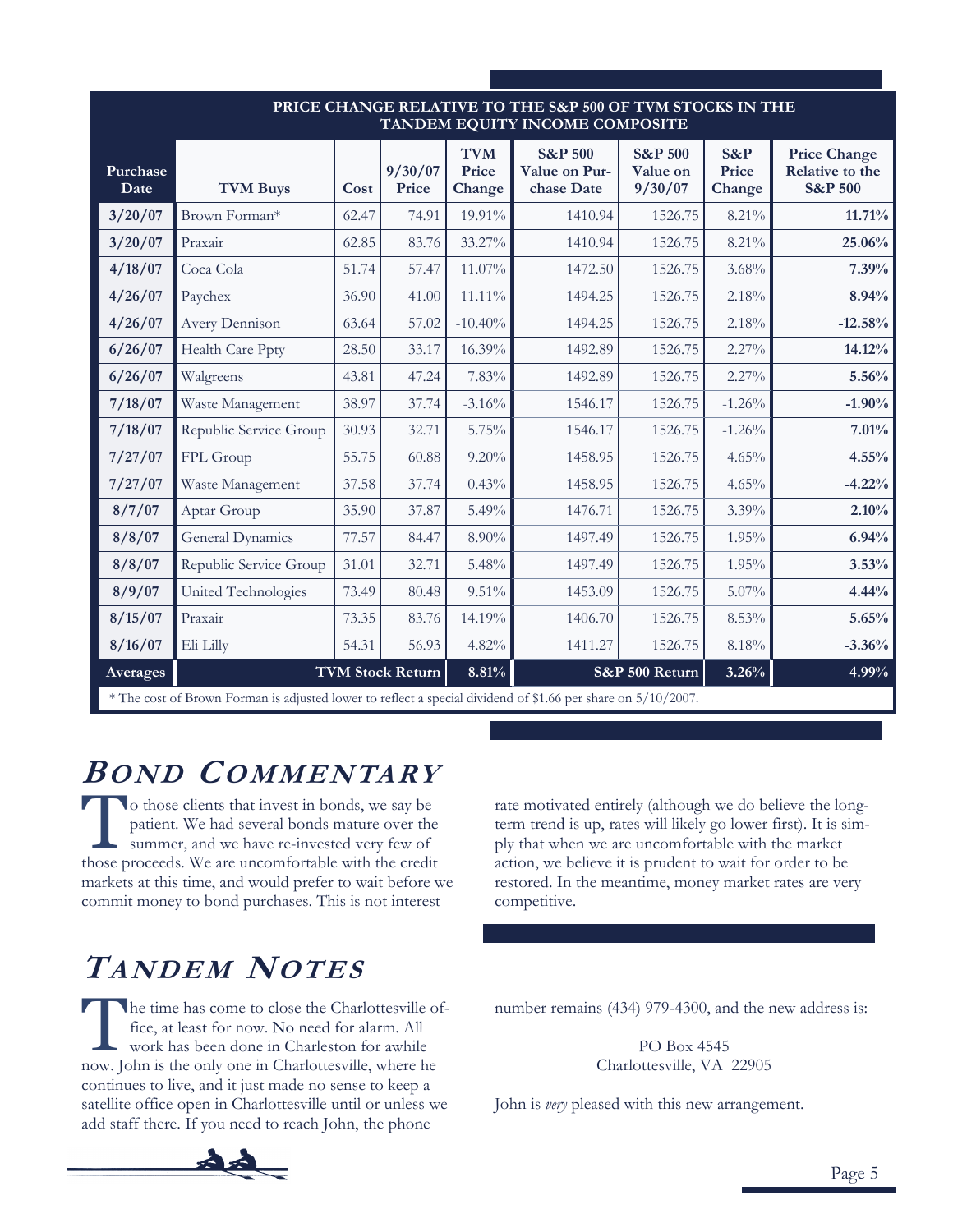**PRICE CHANGE RELATIVE TO THE S&P 500 OF TVM STOCKS IN THE TANDEM EQUITY INCOME COMPOSITE**

| Purchase Date | TVM Buys | Cost | 9/30/07 Price | TVM Price Change | S&P 500 Value on Purchase Date | S&P 500 Value on 9/30/07 | S&P Price Change | Price Change Relative to the S&P 500 |
|---|---|---|---|---|---|---|---|---|
| 3/20/07 | Brown Forman* | 62.47 | 74.91 | 19.91% | 1410.94 | 1526.75 | 8.21% | **11.71%** |
| 3/20/07 | Praxair | 62.85 | 83.76 | 33.27% | 1410.94 | 1526.75 | 8.21% | **25.06%** |
| 4/18/07 | Coca Cola | 51.74 | 57.47 | 11.07% | 1472.50 | 1526.75 | 3.68% | **7.39%** |
| 4/26/07 | Paychex | 36.90 | 41.00 | 11.11% | 1494.25 | 1526.75 | 2.18% | **8.94%** |
| 4/26/07 | Avery Dennison | 63.64 | 57.02 | -10.40% | 1494.25 | 1526.75 | 2.18% | **-12.58%** |
| 6/26/07 | Health Care Ppty | 28.50 | 33.17 | 16.39% | 1492.89 | 1526.75 | 2.27% | **14.12%** |
| 6/26/07 | Walgreens | 43.81 | 47.24 | 7.83% | 1492.89 | 1526.75 | 2.27% | **5.56%** |
| 7/18/07 | Waste Management | 38.97 | 37.74 | -3.16% | 1546.17 | 1526.75 | -1.26% | **-1.90%** |
| 7/18/07 | Republic Service Group | 30.93 | 32.71 | 5.75% | 1546.17 | 1526.75 | -1.26% | **7.01%** |
| 7/27/07 | FPL Group | 55.75 | 60.88 | 9.20% | 1458.95 | 1526.75 | 4.65% | **4.55%** |
| 7/27/07 | Waste Management | 37.58 | 37.74 | 0.43% | 1458.95 | 1526.75 | 4.65% | **-4.22%** |
| 8/7/07 | Aptar Group | 35.90 | 37.87 | 5.49% | 1476.71 | 1526.75 | 3.39% | **2.10%** |
| 8/8/07 | General Dynamics | 77.57 | 84.47 | 8.90% | 1497.49 | 1526.75 | 1.95% | **6.94%** |
| 8/8/07 | Republic Service Group | 31.01 | 32.71 | 5.48% | 1497.49 | 1526.75 | 1.95% | **3.53%** |
| 8/9/07 | United Technologies | 73.49 | 80.48 | 9.51% | 1453.09 | 1526.75 | 5.07% | **4.44%** |
| 8/15/07 | Praxair | 73.35 | 83.76 | 14.19% | 1406.70 | 1526.75 | 8.53% | **5.65%** |
| 8/16/07 | Eli Lilly | 54.31 | 56.93 | 4.82% | 1411.27 | 1526.75 | 8.18% | **-3.36%** |
| **Averages** | | | **TVM Stock Return** | **8.81%** | | **S&P 500 Return** | **3.26%** | **4.99%** |

* The cost of Brown Forman is adjusted lower to reflect a special dividend of $1.66 per share on 5/10/2007.

# *Bond Commentary*

To those clients that invest in bonds, we say be patient. We had several bonds mature over the summer, and we have re-invested very few of those proceeds. We are uncomfortable with the credit markets at this time, and would prefer to wait before we commit money to bond purchases. This is not interest rate motivated entirely (although we do believe the long-term trend is up, rates will likely go lower first). It is simply that when we are uncomfortable with the market action, we believe it is prudent to wait for order to be restored. In the meantime, money market rates are very competitive.

# *Tandem Notes*

The time has come to close the Charlottesville office, at least for now. No need for alarm. All work has been done in Charleston for awhile now. John is the only one in Charlottesville, where he continues to live, and it just made no sense to keep a satellite office open in Charlottesville until or unless we add staff there. If you need to reach John, the phone number remains (434) 979-4300, and the new address is:

PO Box 4545
Charlottesville, VA 22905

John is *very* pleased with this new arrangement.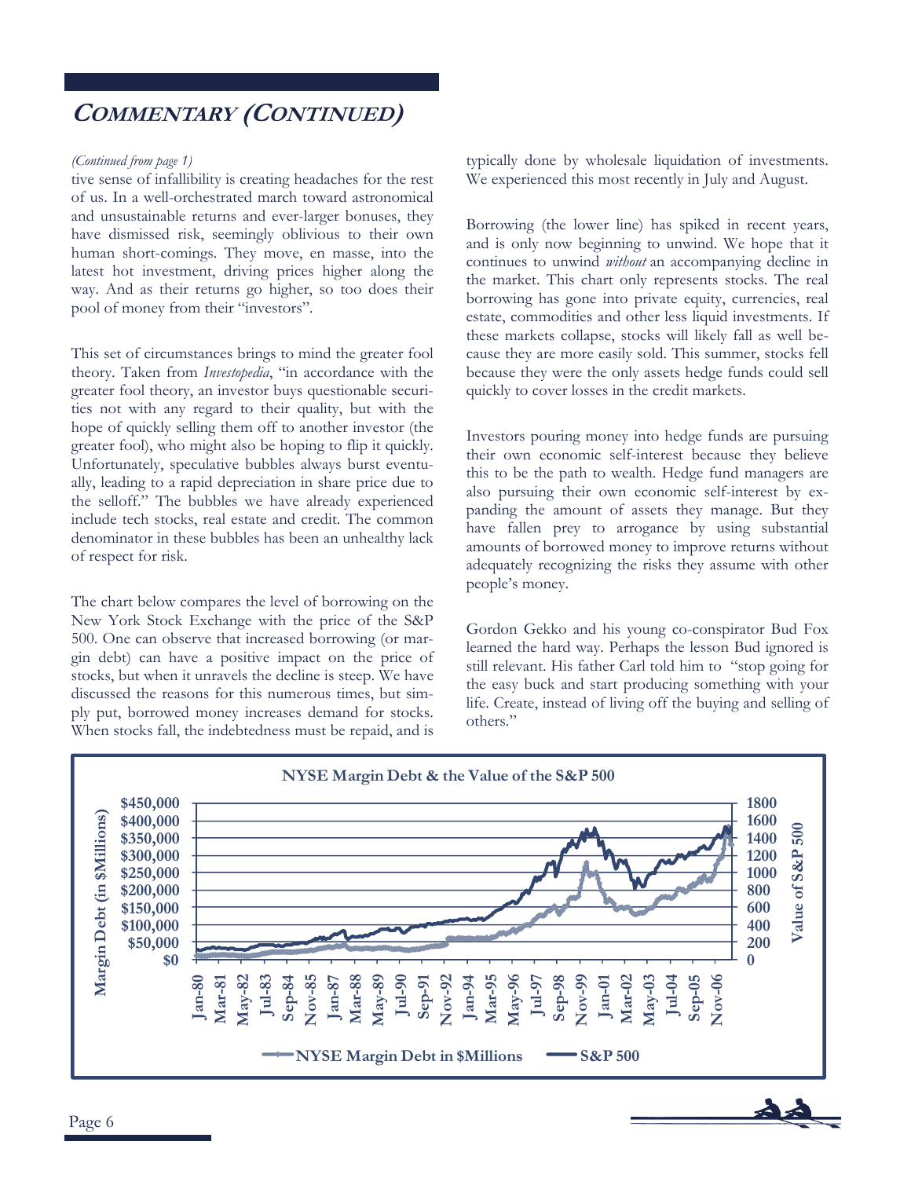## COMMENTARY (CONTINUED)

*(Continued from page 1)*

tive sense of infallibility is creating headaches for the rest of us. In a well-orchestrated march toward astronomical and unsustainable returns and ever-larger bonuses, they have dismissed risk, seemingly oblivious to their own human short-comings. They move, en masse, into the latest hot investment, driving prices higher along the way. And as their returns go higher, so too does their pool of money from their "investors".

This set of circumstances brings to mind the greater fool theory. Taken from *Investopedia*, "in accordance with the greater fool theory, an investor buys questionable securities not with any regard to their quality, but with the hope of quickly selling them off to another investor (the greater fool), who might also be hoping to flip it quickly. Unfortunately, speculative bubbles always burst eventually, leading to a rapid depreciation in share price due to the selloff." The bubbles we have already experienced include tech stocks, real estate and credit. The common denominator in these bubbles has been an unhealthy lack of respect for risk.

The chart below compares the level of borrowing on the New York Stock Exchange with the price of the S&P 500. One can observe that increased borrowing (or margin debt) can have a positive impact on the price of stocks, but when it unravels the decline is steep. We have discussed the reasons for this numerous times, but simply put, borrowed money increases demand for stocks. When stocks fall, the indebtedness must be repaid, and is typically done by wholesale liquidation of investments. We experienced this most recently in July and August.

Borrowing (the lower line) has spiked in recent years, and is only now beginning to unwind. We hope that it continues to unwind *without* an accompanying decline in the market. This chart only represents stocks. The real borrowing has gone into private equity, currencies, real estate, commodities and other less liquid investments. If these markets collapse, stocks will likely fall as well because they are more easily sold. This summer, stocks fell because they were the only assets hedge funds could sell quickly to cover losses in the credit markets.

Investors pouring money into hedge funds are pursuing their own economic self-interest because they believe this to be the path to wealth. Hedge fund managers are also pursuing their own economic self-interest by expanding the amount of assets they manage. But they have fallen prey to arrogance by using substantial amounts of borrowed money to improve returns without adequately recognizing the risks they assume with other people's money.

Gordon Gekko and his young co-conspirator Bud Fox learned the hard way. Perhaps the lesson Bud ignored is still relevant. His father Carl told him to "stop going for the easy buck and start producing something with your life. Create, instead of living off the buying and selling of others."

**NYSE Margin Debt & the Value of the S&P 500**

(Chart: Margin Debt (in $Millions), $0–$450,000, left axis; Value of S&P 500, 0–1800, right axis; Jan-80 through Nov-06. Series: NYSE Margin Debt in $Millions; S&P 500)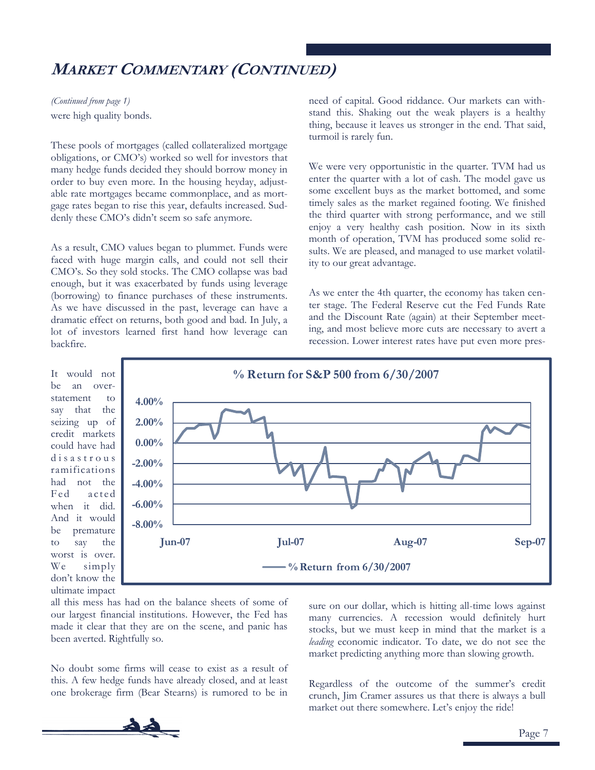# MARKET COMMENTARY (CONTINUED)

*(Continued from page 1)*

were high quality bonds.

These pools of mortgages (called collateralized mortgage obligations, or CMO's) worked so well for investors that many hedge funds decided they should borrow money in order to buy even more. In the housing heyday, adjustable rate mortgages became commonplace, and as mortgage rates began to rise this year, defaults increased. Suddenly these CMO's didn't seem so safe anymore.

As a result, CMO values began to plummet. Funds were faced with huge margin calls, and could not sell their CMO's. So they sold stocks. The CMO collapse was bad enough, but it was exacerbated by funds using leverage (borrowing) to finance purchases of these instruments. As we have discussed in the past, leverage can have a dramatic effect on returns, both good and bad. In July, a lot of investors learned first hand how leverage can backfire.

It would not be an overstatement to say that the seizing up of credit markets could have had disastrous ramifications had not the Fed acted when it did. And it would be premature to say the worst is over. We simply don't know the ultimate impact all this mess has had on the balance sheets of some of our largest financial institutions. However, the Fed has made it clear that they are on the scene, and panic has been averted. Rightfully so.

**% Return for S&P 500 from 6/30/2007**

(Chart: y-axis from -8.00% to 4.00%; x-axis Jun-07, Jul-07, Aug-07, Sep-07; legend: % Return from 6/30/2007)

No doubt some firms will cease to exist as a result of this. A few hedge funds have already closed, and at least one brokerage firm (Bear Stearns) is rumored to be in need of capital. Good riddance. Our markets can withstand this. Shaking out the weak players is a healthy thing, because it leaves us stronger in the end. That said, turmoil is rarely fun.

We were very opportunistic in the quarter. TVM had us enter the quarter with a lot of cash. The model gave us some excellent buys as the market bottomed, and some timely sales as the market regained footing. We finished the third quarter with strong performance, and we still enjoy a very healthy cash position. Now in its sixth month of operation, TVM has produced some solid results. We are pleased, and managed to use market volatility to our great advantage.

As we enter the 4th quarter, the economy has taken center stage. The Federal Reserve cut the Fed Funds Rate and the Discount Rate (again) at their September meeting, and most believe more cuts are necessary to avert a recession. Lower interest rates have put even more pressure on our dollar, which is hitting all-time lows against many currencies. A recession would definitely hurt stocks, but we must keep in mind that the market is a *leading* economic indicator. To date, we do not see the market predicting anything more than slowing growth.

Regardless of the outcome of the summer's credit crunch, Jim Cramer assures us that there is always a bull market out there somewhere. Let's enjoy the ride!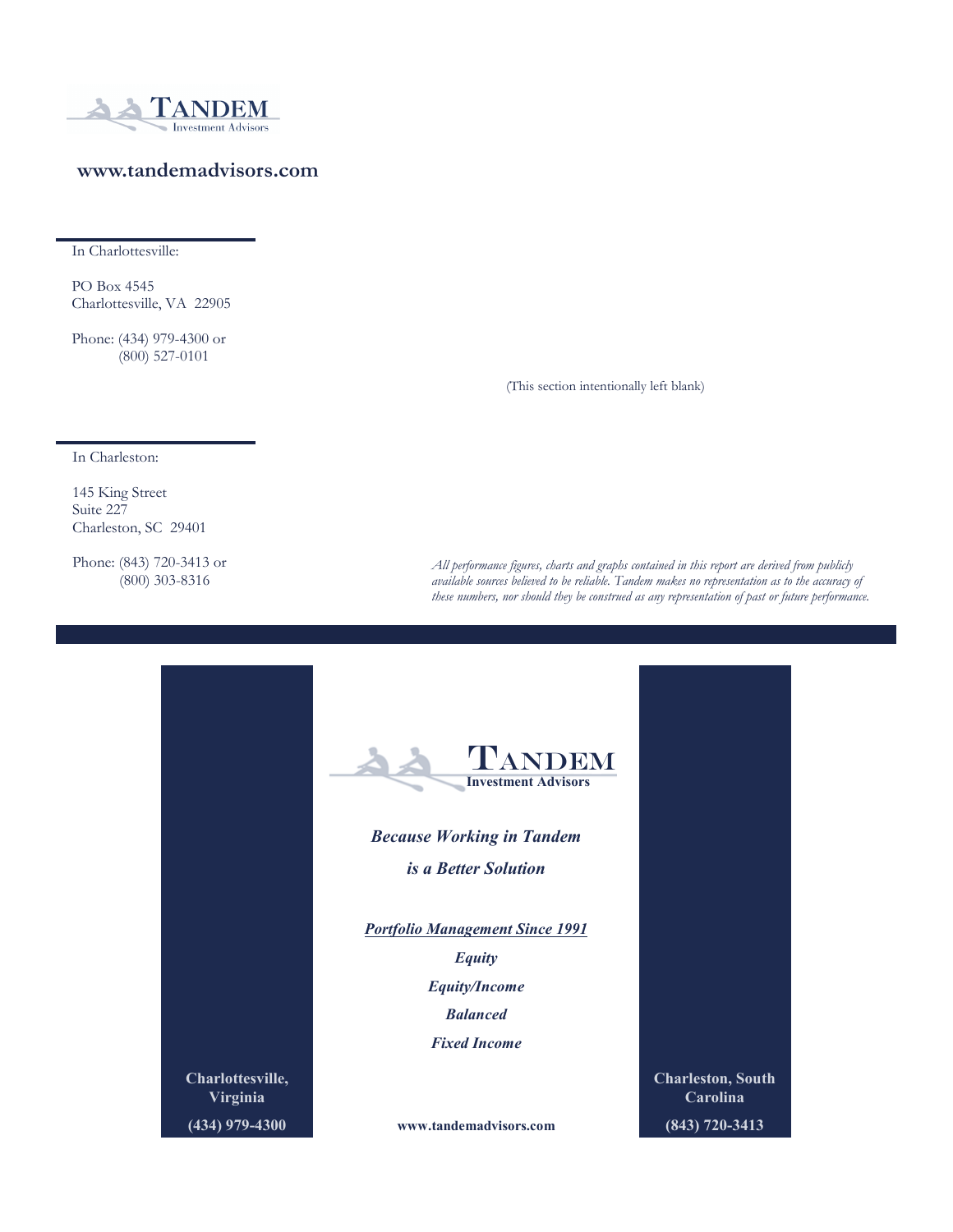TANDEM
Investment Advisors

**www.tandemadvisors.com**

In Charlottesville:

PO Box 4545
Charlottesville, VA 22905

Phone: (434) 979-4300 or
(800) 527-0101

(This section intentionally left blank)

In Charleston:

145 King Street
Suite 227
Charleston, SC 29401

Phone: (843) 720-3413 or
(800) 303-8316

*All performance figures, charts and graphs contained in this report are derived from publicly available sources believed to be reliable. Tandem makes no representation as to the accuracy of these numbers, nor should they be construed as any representation of past or future performance.*

TANDEM
Investment Advisors

***Because Working in Tandem***

***is a Better Solution***

***Portfolio Management Since 1991***

***Equity***

***Equity/Income***

***Balanced***

***Fixed Income***

**Charlottesville, Virginia**

**(434) 979-4300**

**www.tandemadvisors.com**

**Charleston, South Carolina**

**(843) 720-3413**